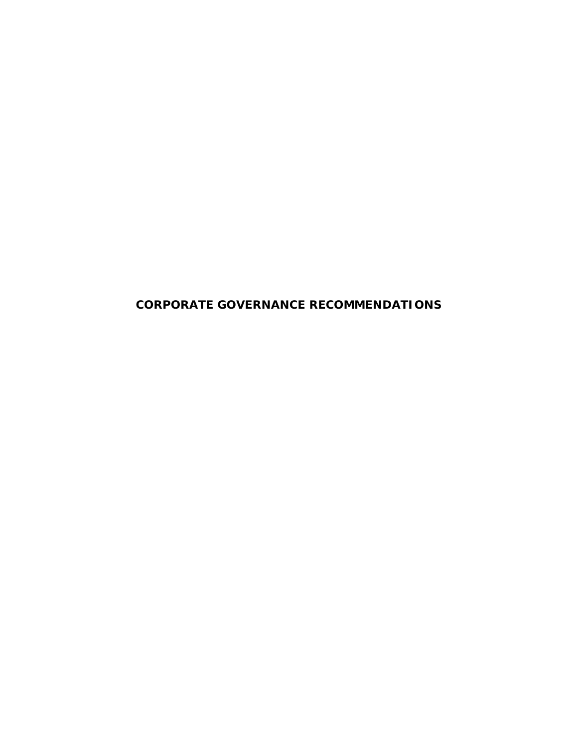# CORPORATE GOVERNANCE RECOMMENDATIONS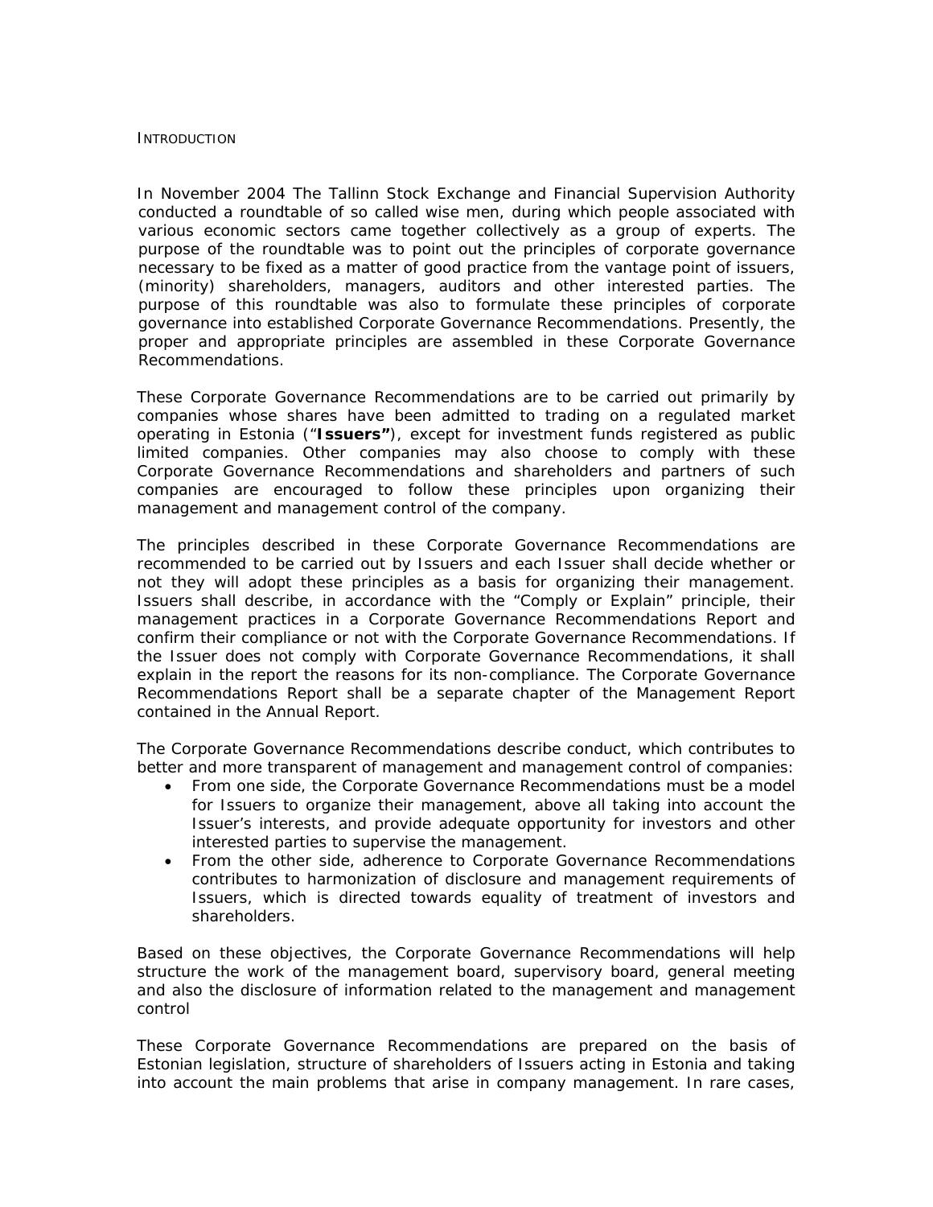## INTRODUCTION

In November 2004 The Tallinn Stock Exchange and Financial Supervision Authority conducted a roundtable of so called wise men, during which people associated with various economic sectors came together collectively as a group of experts. The purpose of the roundtable was to point out the principles of corporate governance necessary to be fixed as a matter of good practice from the vantage point of issuers, (minority) shareholders, managers, auditors and other interested parties. The purpose of this roundtable was also to formulate these principles of corporate governance into established Corporate Governance Recommendations. Presently, the proper and appropriate principles are assembled in these Corporate Governance Recommendations.

These Corporate Governance Recommendations are to be carried out primarily by companies whose shares have been admitted to trading on a regulated market operating in Estonia ("**Issuers"**), except for investment funds registered as public limited companies. Other companies may also choose to comply with these Corporate Governance Recommendations and shareholders and partners of such companies are encouraged to follow these principles upon organizing their management and management control of the company.

The principles described in these Corporate Governance Recommendations are recommended to be carried out by Issuers and each Issuer shall decide whether or not they will adopt these principles as a basis for organizing their management. Issuers shall describe, in accordance with the "Comply or Explain" principle, their management practices in a Corporate Governance Recommendations Report and confirm their compliance or not with the Corporate Governance Recommendations. If the Issuer does not comply with Corporate Governance Recommendations, it shall explain in the report the reasons for its non-compliance. The Corporate Governance Recommendations Report shall be a separate chapter of the Management Report contained in the Annual Report.

The Corporate Governance Recommendations describe conduct, which contributes to better and more transparent of management and management control of companies:

- From one side, the Corporate Governance Recommendations must be a model for Issuers to organize their management, above all taking into account the Issuer's interests, and provide adequate opportunity for investors and other interested parties to supervise the management.
- From the other side, adherence to Corporate Governance Recommendations contributes to harmonization of disclosure and management requirements of Issuers, which is directed towards equality of treatment of investors and shareholders.

Based on these objectives, the Corporate Governance Recommendations will help structure the work of the management board, supervisory board, general meeting and also the disclosure of information related to the management and management control

These Corporate Governance Recommendations are prepared on the basis of Estonian legislation, structure of shareholders of Issuers acting in Estonia and taking into account the main problems that arise in company management. In rare cases,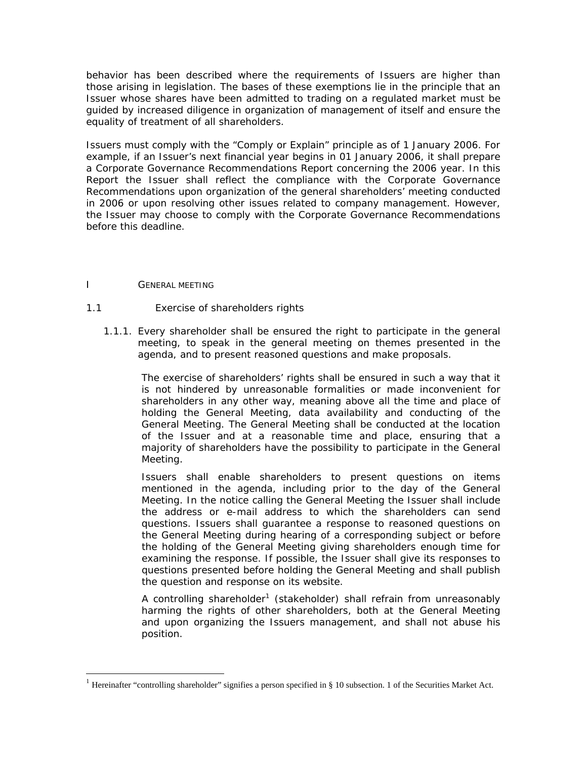behavior has been described where the requirements of Issuers are higher than those arising in legislation. The bases of these exemptions lie in the principle that an Issuer whose shares have been admitted to trading on a regulated market must be guided by increased diligence in organization of management of itself and ensure the equality of treatment of all shareholders.

Issuers must comply with the "Comply or Explain" principle as of 1 January 2006. For example, if an Issuer's next financial year begins in 01 January 2006, it shall prepare a Corporate Governance Recommendations Report concerning the 2006 year. In this Report the Issuer shall reflect the compliance with the Corporate Governance Recommendations upon organization of the general shareholders' meeting conducted in 2006 or upon resolving other issues related to company management. However, the Issuer may choose to comply with the Corporate Governance Recommendations before this deadline.

# I GENERAL MEETING

## 1.1 Exercise of shareholders rights

1.1.1. Every shareholder shall be ensured the right to participate in the general meeting, to speak in the general meeting on themes presented in the agenda, and to present reasoned questions and make proposals.

The exercise of shareholders' rights shall be ensured in such a way that it is not hindered by unreasonable formalities or made inconvenient for shareholders in any other way, meaning above all the time and place of holding the General Meeting, data availability and conducting of the General Meeting. The General Meeting shall be conducted at the location of the Issuer and at a reasonable time and place, ensuring that a majority of shareholders have the possibility to participate in the General Meeting.

Issuers shall enable shareholders to present questions on items mentioned in the agenda, including prior to the day of the General Meeting. In the notice calling the General Meeting the Issuer shall include the address or e-mail address to which the shareholders can send questions. Issuers shall guarantee a response to reasoned questions on the General Meeting during hearing of a corresponding subject or before the holding of the General Meeting giving shareholders enough time for examining the response. If possible, the Issuer shall give its responses to questions presented before holding the General Meeting and shall publish the question and response on its website.

A controlling shareholder[1] (stakeholder) shall refrain from unreasonably harming the rights of other shareholders, both at the General Meeting and upon organizing the Issuers management, and shall not abuse his position.

---

[1] Hereinafter "controlling shareholder" signifies a person specified in § 10 subsection. 1 of the Securities Market Act.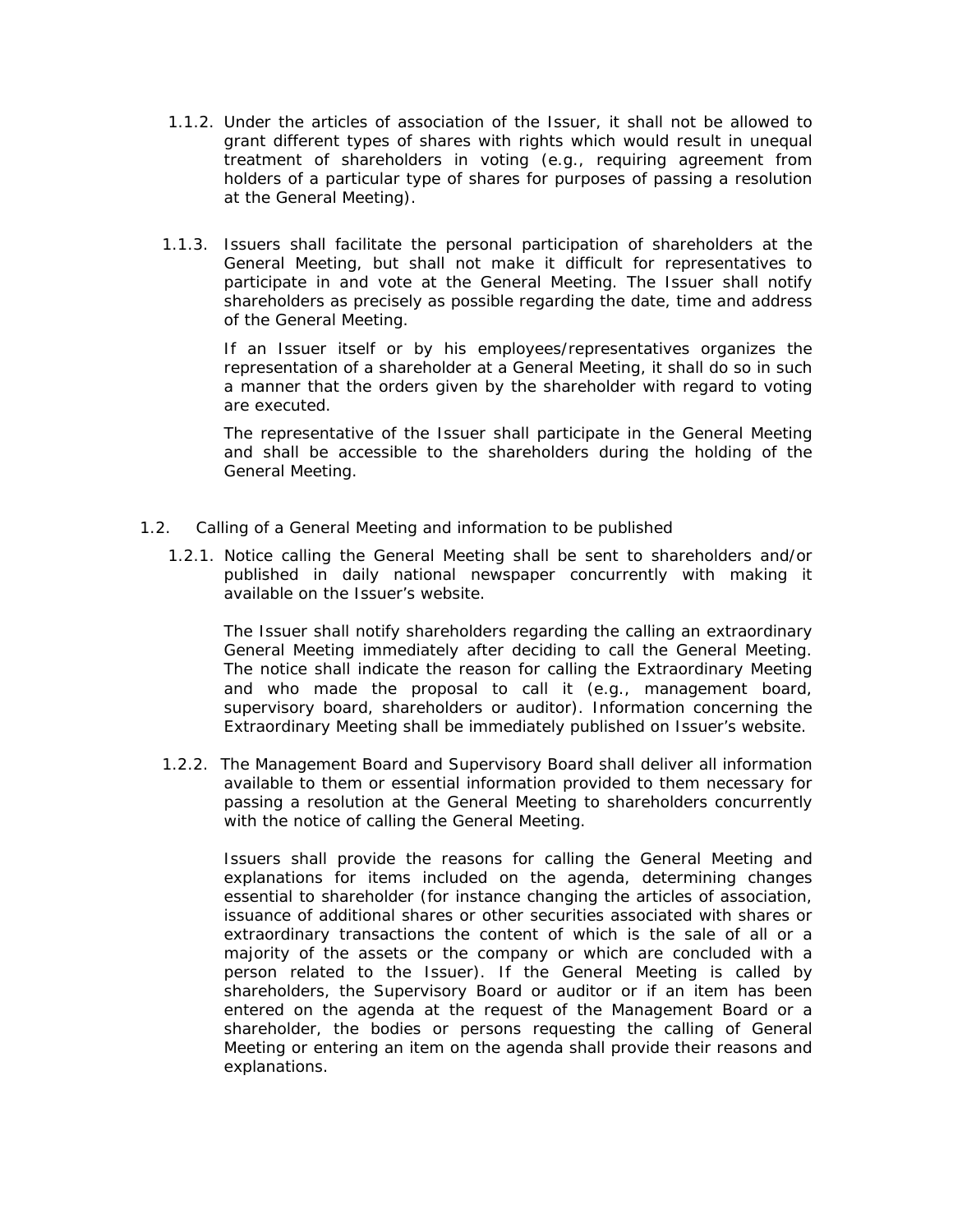1.1.2. Under the articles of association of the Issuer, it shall not be allowed to grant different types of shares with rights which would result in unequal treatment of shareholders in voting (e.g., requiring agreement from holders of a particular type of shares for purposes of passing a resolution at the General Meeting).

1.1.3. Issuers shall facilitate the personal participation of shareholders at the General Meeting, but shall not make it difficult for representatives to participate in and vote at the General Meeting. The Issuer shall notify shareholders as precisely as possible regarding the date, time and address of the General Meeting.

If an Issuer itself or by his employees/representatives organizes the representation of a shareholder at a General Meeting, it shall do so in such a manner that the orders given by the shareholder with regard to voting are executed.

The representative of the Issuer shall participate in the General Meeting and shall be accessible to the shareholders during the holding of the General Meeting.

1.2. Calling of a General Meeting and information to be published

1.2.1. Notice calling the General Meeting shall be sent to shareholders and/or published in daily national newspaper concurrently with making it available on the Issuer's website.

The Issuer shall notify shareholders regarding the calling an extraordinary General Meeting immediately after deciding to call the General Meeting. The notice shall indicate the reason for calling the Extraordinary Meeting and who made the proposal to call it (e.g., management board, supervisory board, shareholders or auditor). Information concerning the Extraordinary Meeting shall be immediately published on Issuer's website.

1.2.2. The Management Board and Supervisory Board shall deliver all information available to them or essential information provided to them necessary for passing a resolution at the General Meeting to shareholders concurrently with the notice of calling the General Meeting.

Issuers shall provide the reasons for calling the General Meeting and explanations for items included on the agenda, determining changes essential to shareholder (for instance changing the articles of association, issuance of additional shares or other securities associated with shares or extraordinary transactions the content of which is the sale of all or a majority of the assets or the company or which are concluded with a person related to the Issuer). If the General Meeting is called by shareholders, the Supervisory Board or auditor or if an item has been entered on the agenda at the request of the Management Board or a shareholder, the bodies or persons requesting the calling of General Meeting or entering an item on the agenda shall provide their reasons and explanations.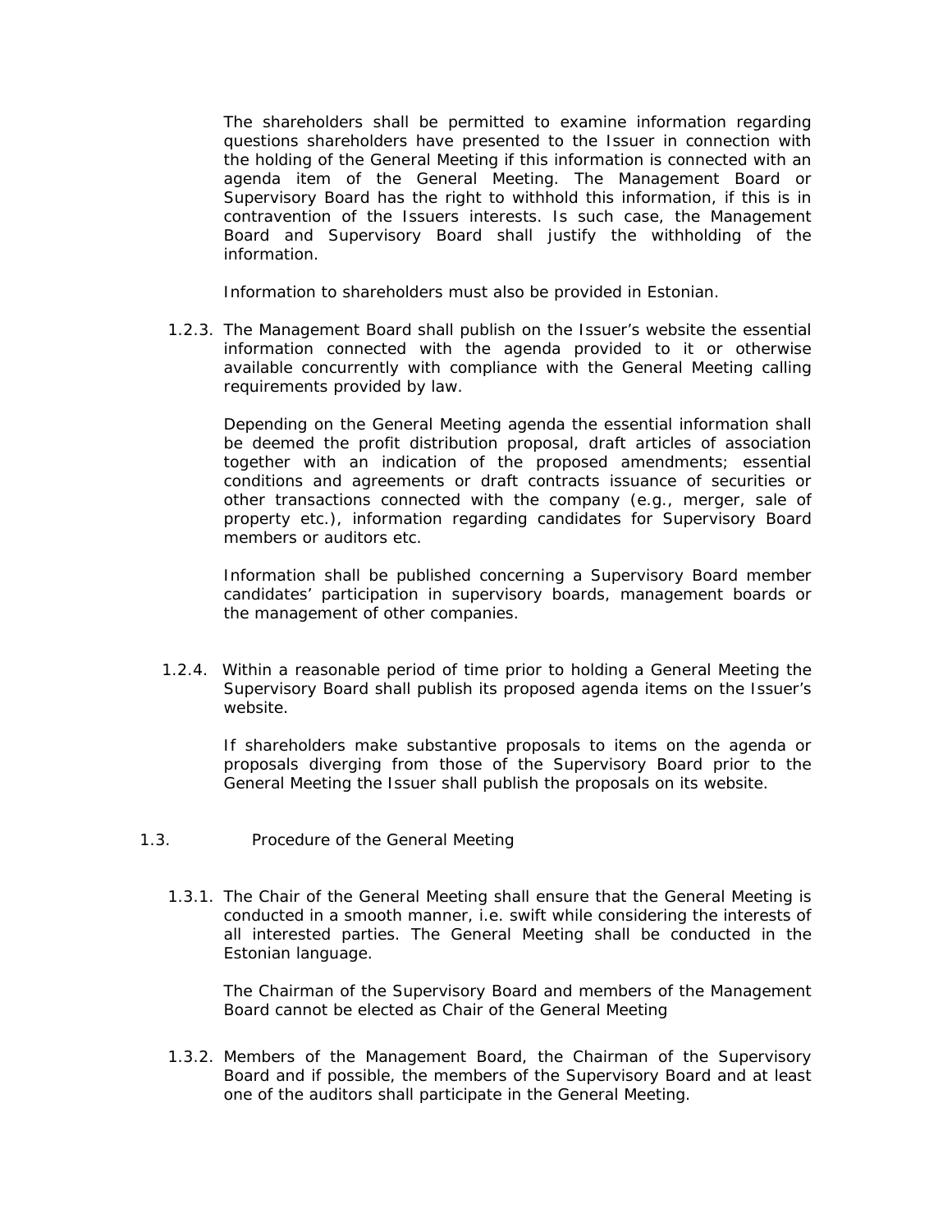The shareholders shall be permitted to examine information regarding questions shareholders have presented to the Issuer in connection with the holding of the General Meeting if this information is connected with an agenda item of the General Meeting. The Management Board or Supervisory Board has the right to withhold this information, if this is in contravention of the Issuers interests. Is such case, the Management Board and Supervisory Board shall justify the withholding of the information.

Information to shareholders must also be provided in Estonian.

1.2.3. The Management Board shall publish on the Issuer's website the essential information connected with the agenda provided to it or otherwise available concurrently with compliance with the General Meeting calling requirements provided by law.

Depending on the General Meeting agenda the essential information shall be deemed the profit distribution proposal, draft articles of association together with an indication of the proposed amendments; essential conditions and agreements or draft contracts issuance of securities or other transactions connected with the company (e.g., merger, sale of property etc.), information regarding candidates for Supervisory Board members or auditors etc.

Information shall be published concerning a Supervisory Board member candidates' participation in supervisory boards, management boards or the management of other companies.

1.2.4. Within a reasonable period of time prior to holding a General Meeting the Supervisory Board shall publish its proposed agenda items on the Issuer's website.

If shareholders make substantive proposals to items on the agenda or proposals diverging from those of the Supervisory Board prior to the General Meeting the Issuer shall publish the proposals on its website.

## 1.3. Procedure of the General Meeting

1.3.1. The Chair of the General Meeting shall ensure that the General Meeting is conducted in a smooth manner, i.e. swift while considering the interests of all interested parties. The General Meeting shall be conducted in the Estonian language.

The Chairman of the Supervisory Board and members of the Management Board cannot be elected as Chair of the General Meeting

1.3.2. Members of the Management Board, the Chairman of the Supervisory Board and if possible, the members of the Supervisory Board and at least one of the auditors shall participate in the General Meeting.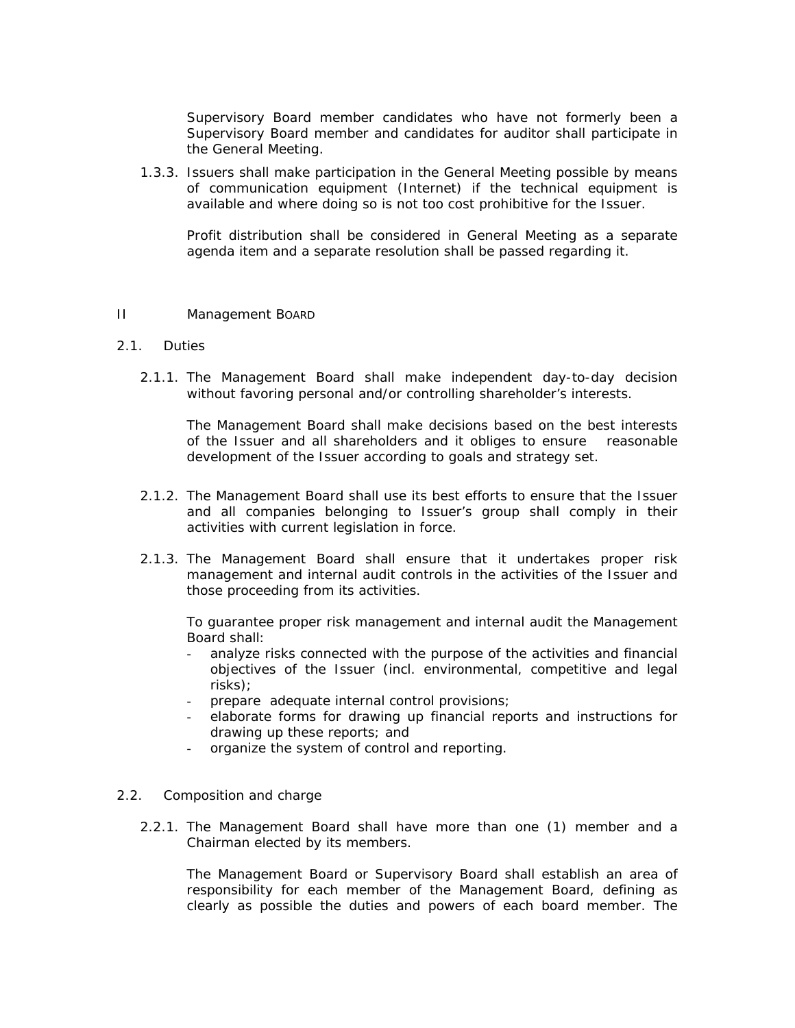Supervisory Board member candidates who have not formerly been a Supervisory Board member and candidates for auditor shall participate in the General Meeting.

1.3.3. Issuers shall make participation in the General Meeting possible by means of communication equipment (Internet) if the technical equipment is available and where doing so is not too cost prohibitive for the Issuer.

Profit distribution shall be considered in General Meeting as a separate agenda item and a separate resolution shall be passed regarding it.

## II Management BOARD

### 2.1. Duties

2.1.1. The Management Board shall make independent day-to-day decision without favoring personal and/or controlling shareholder's interests.

The Management Board shall make decisions based on the best interests of the Issuer and all shareholders and it obliges to ensure reasonable development of the Issuer according to goals and strategy set.

2.1.2. The Management Board shall use its best efforts to ensure that the Issuer and all companies belonging to Issuer's group shall comply in their activities with current legislation in force.

2.1.3. The Management Board shall ensure that it undertakes proper risk management and internal audit controls in the activities of the Issuer and those proceeding from its activities.

To guarantee proper risk management and internal audit the Management Board shall:

- analyze risks connected with the purpose of the activities and financial objectives of the Issuer (incl. environmental, competitive and legal risks);
- prepare adequate internal control provisions;
- elaborate forms for drawing up financial reports and instructions for drawing up these reports; and
- organize the system of control and reporting.

### 2.2. Composition and charge

2.2.1. The Management Board shall have more than one (1) member and a Chairman elected by its members.

The Management Board or Supervisory Board shall establish an area of responsibility for each member of the Management Board, defining as clearly as possible the duties and powers of each board member. The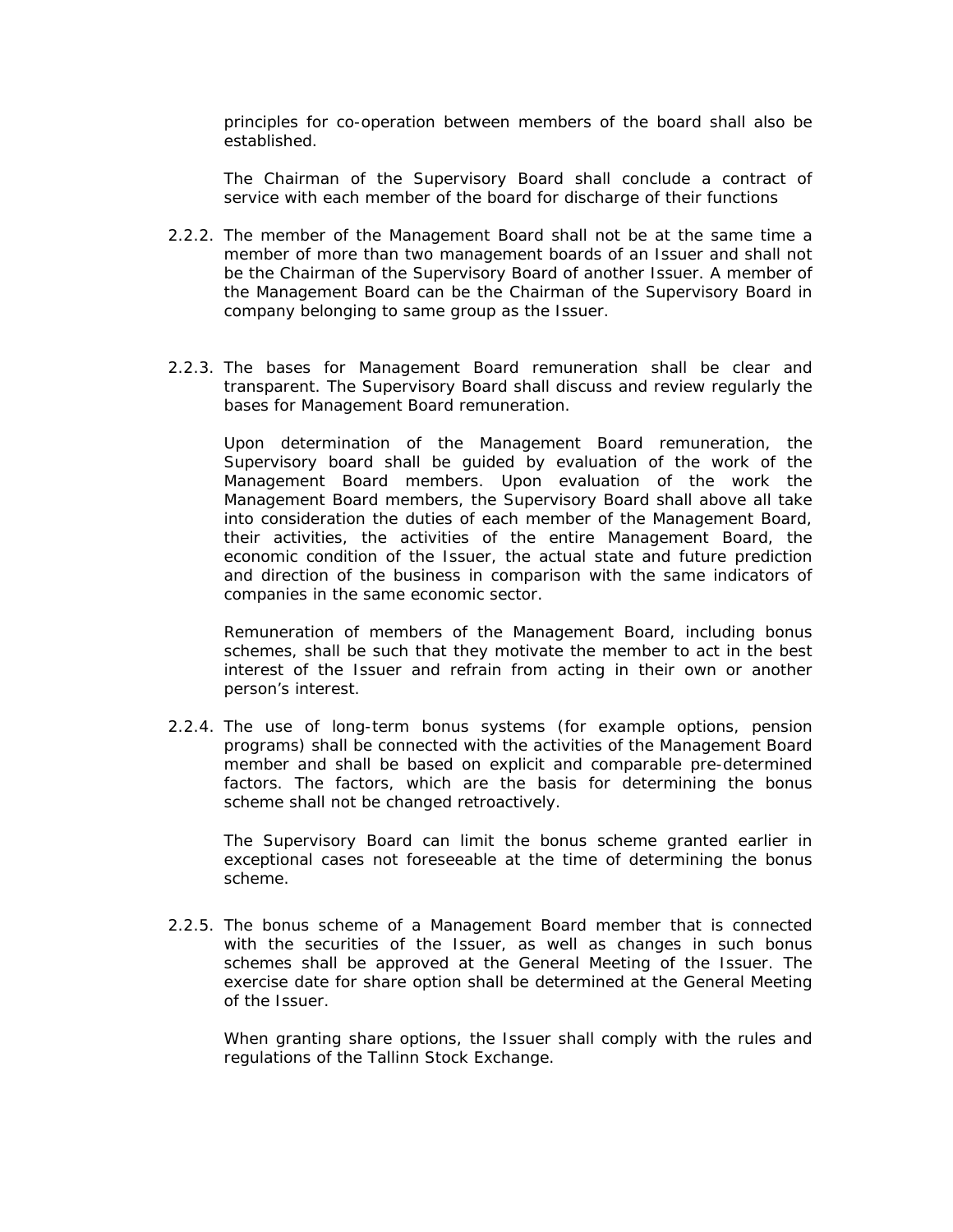principles for co-operation between members of the board shall also be established.

The Chairman of the Supervisory Board shall conclude a contract of service with each member of the board for discharge of their functions

2.2.2. The member of the Management Board shall not be at the same time a member of more than two management boards of an Issuer and shall not be the Chairman of the Supervisory Board of another Issuer. A member of the Management Board can be the Chairman of the Supervisory Board in company belonging to same group as the Issuer.

2.2.3. The bases for Management Board remuneration shall be clear and transparent. The Supervisory Board shall discuss and review regularly the bases for Management Board remuneration.

Upon determination of the Management Board remuneration, the Supervisory board shall be guided by evaluation of the work of the Management Board members. Upon evaluation of the work the Management Board members, the Supervisory Board shall above all take into consideration the duties of each member of the Management Board, their activities, the activities of the entire Management Board, the economic condition of the Issuer, the actual state and future prediction and direction of the business in comparison with the same indicators of companies in the same economic sector.

Remuneration of members of the Management Board, including bonus schemes, shall be such that they motivate the member to act in the best interest of the Issuer and refrain from acting in their own or another person's interest.

2.2.4. The use of long-term bonus systems (for example options, pension programs) shall be connected with the activities of the Management Board member and shall be based on explicit and comparable pre-determined factors. The factors, which are the basis for determining the bonus scheme shall not be changed retroactively.

The Supervisory Board can limit the bonus scheme granted earlier in exceptional cases not foreseeable at the time of determining the bonus scheme.

2.2.5. The bonus scheme of a Management Board member that is connected with the securities of the Issuer, as well as changes in such bonus schemes shall be approved at the General Meeting of the Issuer. The exercise date for share option shall be determined at the General Meeting of the Issuer.

When granting share options, the Issuer shall comply with the rules and regulations of the Tallinn Stock Exchange.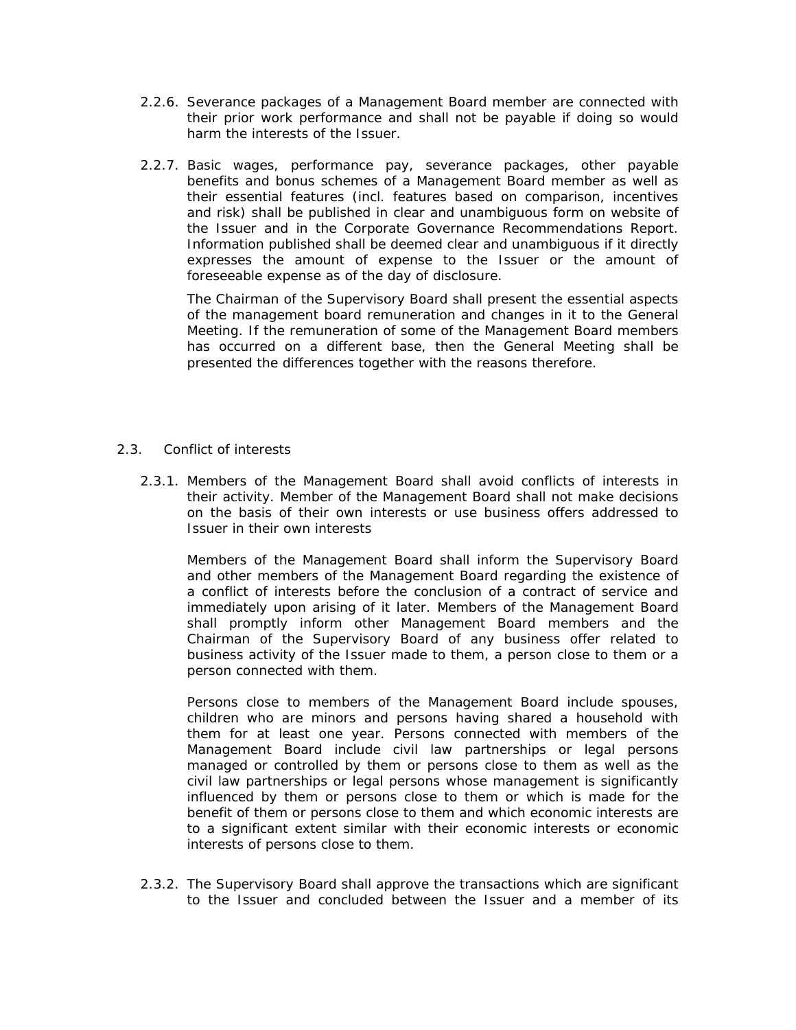2.2.6. Severance packages of a Management Board member are connected with their prior work performance and shall not be payable if doing so would harm the interests of the Issuer.

2.2.7. Basic wages, performance pay, severance packages, other payable benefits and bonus schemes of a Management Board member as well as their essential features (incl. features based on comparison, incentives and risk) shall be published in clear and unambiguous form on website of the Issuer and in the Corporate Governance Recommendations Report. Information published shall be deemed clear and unambiguous if it directly expresses the amount of expense to the Issuer or the amount of foreseeable expense as of the day of disclosure.

The Chairman of the Supervisory Board shall present the essential aspects of the management board remuneration and changes in it to the General Meeting. If the remuneration of some of the Management Board members has occurred on a different base, then the General Meeting shall be presented the differences together with the reasons therefore.

## 2.3. Conflict of interests

2.3.1. Members of the Management Board shall avoid conflicts of interests in their activity. Member of the Management Board shall not make decisions on the basis of their own interests or use business offers addressed to Issuer in their own interests

Members of the Management Board shall inform the Supervisory Board and other members of the Management Board regarding the existence of a conflict of interests before the conclusion of a contract of service and immediately upon arising of it later. Members of the Management Board shall promptly inform other Management Board members and the Chairman of the Supervisory Board of any business offer related to business activity of the Issuer made to them, a person close to them or a person connected with them.

Persons close to members of the Management Board include spouses, children who are minors and persons having shared a household with them for at least one year. Persons connected with members of the Management Board include civil law partnerships or legal persons managed or controlled by them or persons close to them as well as the civil law partnerships or legal persons whose management is significantly influenced by them or persons close to them or which is made for the benefit of them or persons close to them and which economic interests are to a significant extent similar with their economic interests or economic interests of persons close to them.

2.3.2. The Supervisory Board shall approve the transactions which are significant to the Issuer and concluded between the Issuer and a member of its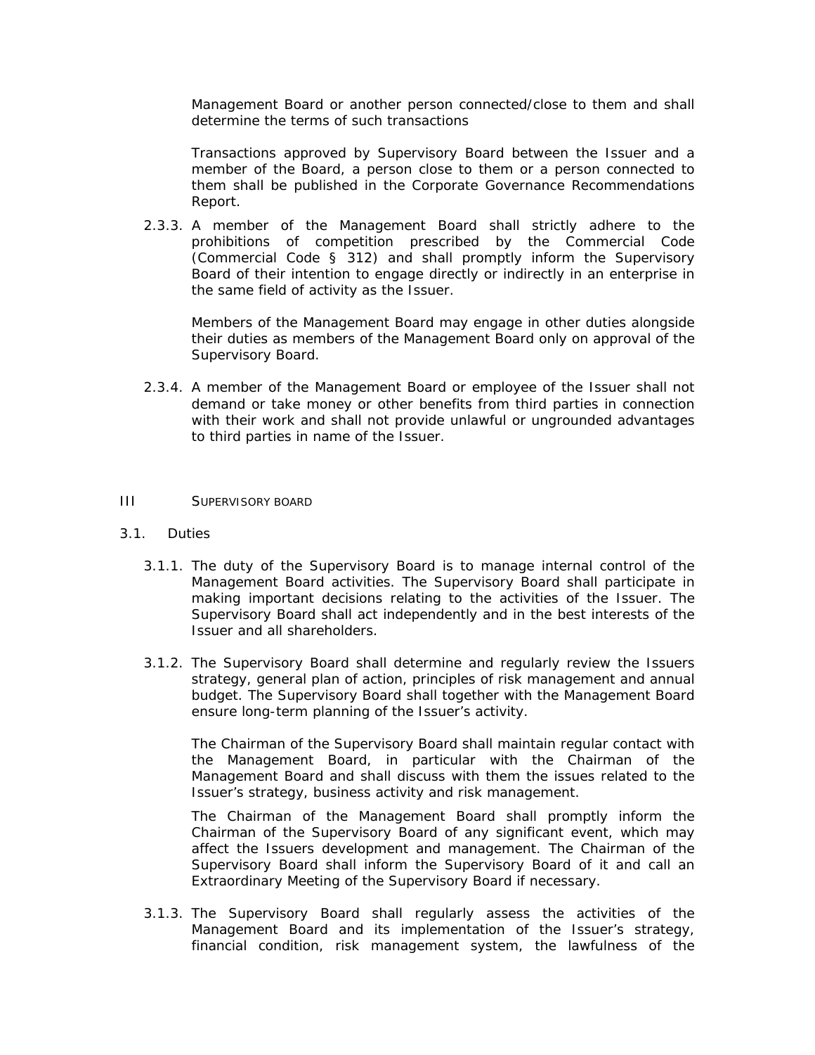Management Board or another person connected/close to them and shall determine the terms of such transactions

Transactions approved by Supervisory Board between the Issuer and a member of the Board, a person close to them or a person connected to them shall be published in the Corporate Governance Recommendations Report.

2.3.3. A member of the Management Board shall strictly adhere to the prohibitions of competition prescribed by the Commercial Code (Commercial Code § 312) and shall promptly inform the Supervisory Board of their intention to engage directly or indirectly in an enterprise in the same field of activity as the Issuer.

Members of the Management Board may engage in other duties alongside their duties as members of the Management Board only on approval of the Supervisory Board.

2.3.4. A member of the Management Board or employee of the Issuer shall not demand or take money or other benefits from third parties in connection with their work and shall not provide unlawful or ungrounded advantages to third parties in name of the Issuer.

## III SUPERVISORY BOARD

### 3.1. Duties

3.1.1. The duty of the Supervisory Board is to manage internal control of the Management Board activities. The Supervisory Board shall participate in making important decisions relating to the activities of the Issuer. The Supervisory Board shall act independently and in the best interests of the Issuer and all shareholders.

3.1.2. The Supervisory Board shall determine and regularly review the Issuers strategy, general plan of action, principles of risk management and annual budget. The Supervisory Board shall together with the Management Board ensure long-term planning of the Issuer's activity.

The Chairman of the Supervisory Board shall maintain regular contact with the Management Board, in particular with the Chairman of the Management Board and shall discuss with them the issues related to the Issuer's strategy, business activity and risk management.

The Chairman of the Management Board shall promptly inform the Chairman of the Supervisory Board of any significant event, which may affect the Issuers development and management. The Chairman of the Supervisory Board shall inform the Supervisory Board of it and call an Extraordinary Meeting of the Supervisory Board if necessary.

3.1.3. The Supervisory Board shall regularly assess the activities of the Management Board and its implementation of the Issuer's strategy, financial condition, risk management system, the lawfulness of the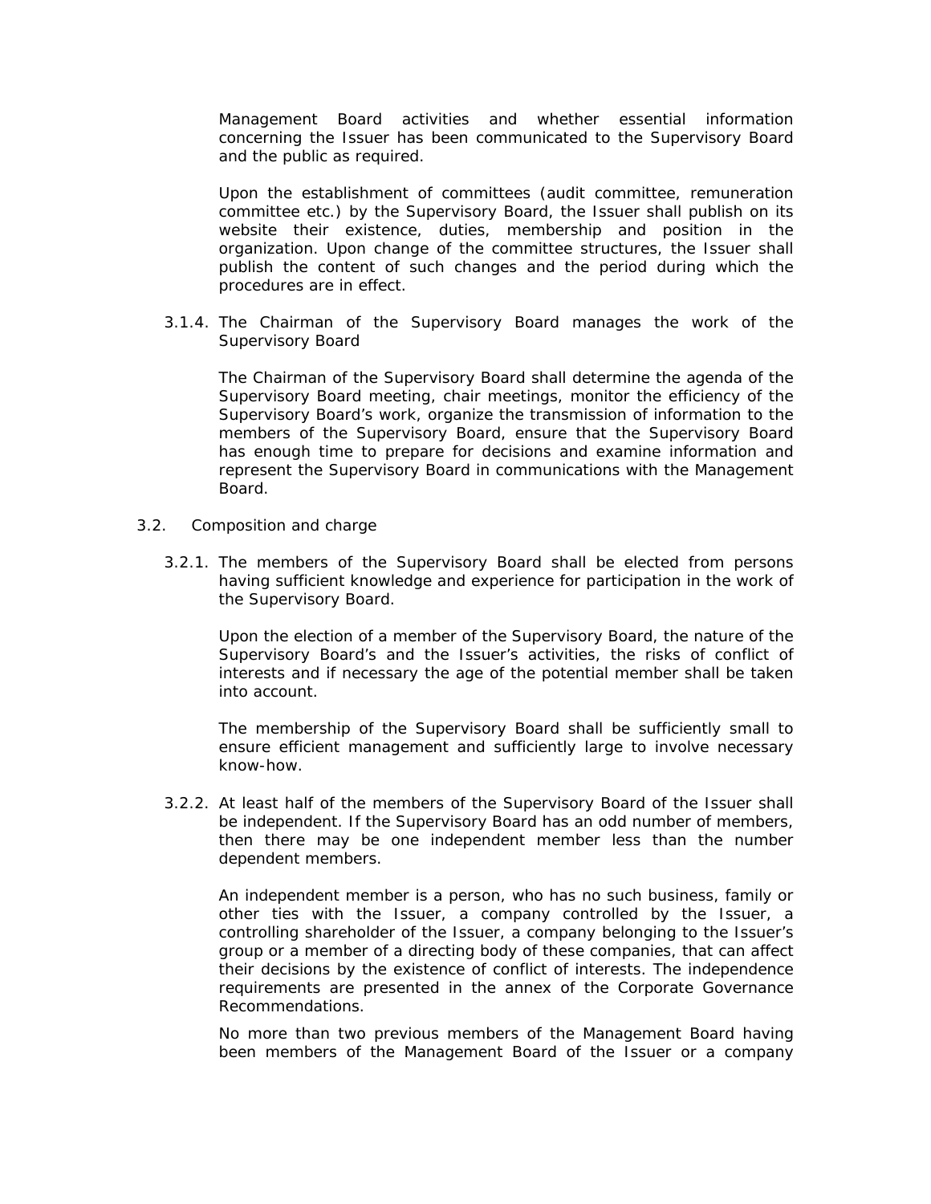Management Board activities and whether essential information concerning the Issuer has been communicated to the Supervisory Board and the public as required.

Upon the establishment of committees (audit committee, remuneration committee etc.) by the Supervisory Board, the Issuer shall publish on its website their existence, duties, membership and position in the organization. Upon change of the committee structures, the Issuer shall publish the content of such changes and the period during which the procedures are in effect.

3.1.4. The Chairman of the Supervisory Board manages the work of the Supervisory Board

The Chairman of the Supervisory Board shall determine the agenda of the Supervisory Board meeting, chair meetings, monitor the efficiency of the Supervisory Board's work, organize the transmission of information to the members of the Supervisory Board, ensure that the Supervisory Board has enough time to prepare for decisions and examine information and represent the Supervisory Board in communications with the Management Board.

3.2. Composition and charge

3.2.1. The members of the Supervisory Board shall be elected from persons having sufficient knowledge and experience for participation in the work of the Supervisory Board.

Upon the election of a member of the Supervisory Board, the nature of the Supervisory Board's and the Issuer's activities, the risks of conflict of interests and if necessary the age of the potential member shall be taken into account.

The membership of the Supervisory Board shall be sufficiently small to ensure efficient management and sufficiently large to involve necessary know-how.

3.2.2. At least half of the members of the Supervisory Board of the Issuer shall be independent. If the Supervisory Board has an odd number of members, then there may be one independent member less than the number dependent members.

An independent member is a person, who has no such business, family or other ties with the Issuer, a company controlled by the Issuer, a controlling shareholder of the Issuer, a company belonging to the Issuer's group or a member of a directing body of these companies, that can affect their decisions by the existence of conflict of interests. The independence requirements are presented in the annex of the Corporate Governance Recommendations.

No more than two previous members of the Management Board having been members of the Management Board of the Issuer or a company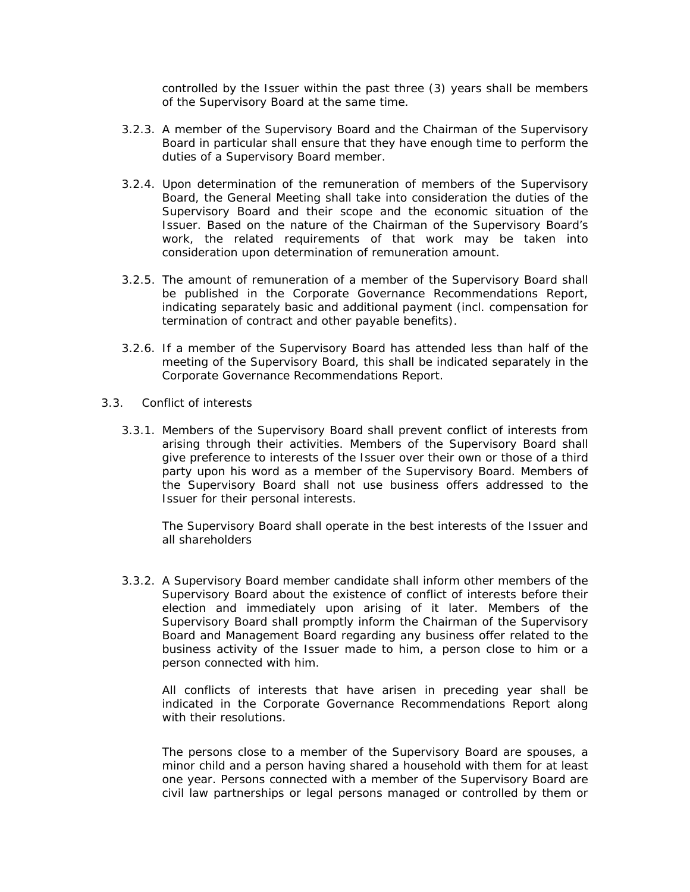controlled by the Issuer within the past three (3) years shall be members of the Supervisory Board at the same time.

3.2.3. A member of the Supervisory Board and the Chairman of the Supervisory Board in particular shall ensure that they have enough time to perform the duties of a Supervisory Board member.

3.2.4. Upon determination of the remuneration of members of the Supervisory Board, the General Meeting shall take into consideration the duties of the Supervisory Board and their scope and the economic situation of the Issuer. Based on the nature of the Chairman of the Supervisory Board's work, the related requirements of that work may be taken into consideration upon determination of remuneration amount.

3.2.5. The amount of remuneration of a member of the Supervisory Board shall be published in the Corporate Governance Recommendations Report, indicating separately basic and additional payment (incl. compensation for termination of contract and other payable benefits).

3.2.6. If a member of the Supervisory Board has attended less than half of the meeting of the Supervisory Board, this shall be indicated separately in the Corporate Governance Recommendations Report.

3.3. Conflict of interests

3.3.1. Members of the Supervisory Board shall prevent conflict of interests from arising through their activities. Members of the Supervisory Board shall give preference to interests of the Issuer over their own or those of a third party upon his word as a member of the Supervisory Board. Members of the Supervisory Board shall not use business offers addressed to the Issuer for their personal interests.

The Supervisory Board shall operate in the best interests of the Issuer and all shareholders

3.3.2. A Supervisory Board member candidate shall inform other members of the Supervisory Board about the existence of conflict of interests before their election and immediately upon arising of it later. Members of the Supervisory Board shall promptly inform the Chairman of the Supervisory Board and Management Board regarding any business offer related to the business activity of the Issuer made to him, a person close to him or a person connected with him.

All conflicts of interests that have arisen in preceding year shall be indicated in the Corporate Governance Recommendations Report along with their resolutions.

The persons close to a member of the Supervisory Board are spouses, a minor child and a person having shared a household with them for at least one year. Persons connected with a member of the Supervisory Board are civil law partnerships or legal persons managed or controlled by them or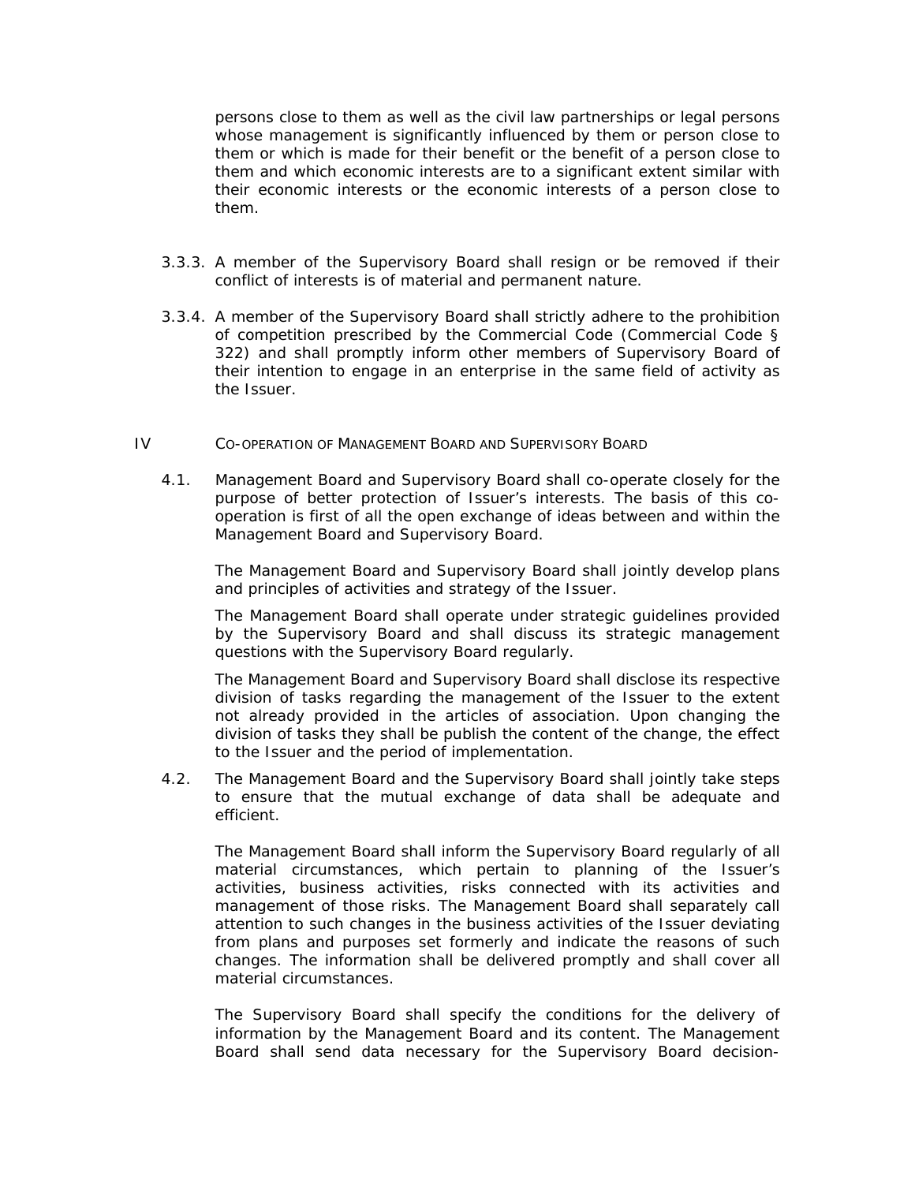persons close to them as well as the civil law partnerships or legal persons whose management is significantly influenced by them or person close to them or which is made for their benefit or the benefit of a person close to them and which economic interests are to a significant extent similar with their economic interests or the economic interests of a person close to them.

3.3.3. A member of the Supervisory Board shall resign or be removed if their conflict of interests is of material and permanent nature.

3.3.4. A member of the Supervisory Board shall strictly adhere to the prohibition of competition prescribed by the Commercial Code (Commercial Code § 322) and shall promptly inform other members of Supervisory Board of their intention to engage in an enterprise in the same field of activity as the Issuer.

## IV CO-OPERATION OF MANAGEMENT BOARD AND SUPERVISORY BOARD

4.1. Management Board and Supervisory Board shall co-operate closely for the purpose of better protection of Issuer's interests. The basis of this co-operation is first of all the open exchange of ideas between and within the Management Board and Supervisory Board.

The Management Board and Supervisory Board shall jointly develop plans and principles of activities and strategy of the Issuer.

The Management Board shall operate under strategic guidelines provided by the Supervisory Board and shall discuss its strategic management questions with the Supervisory Board regularly.

The Management Board and Supervisory Board shall disclose its respective division of tasks regarding the management of the Issuer to the extent not already provided in the articles of association. Upon changing the division of tasks they shall be publish the content of the change, the effect to the Issuer and the period of implementation.

4.2. The Management Board and the Supervisory Board shall jointly take steps to ensure that the mutual exchange of data shall be adequate and efficient.

The Management Board shall inform the Supervisory Board regularly of all material circumstances, which pertain to planning of the Issuer's activities, business activities, risks connected with its activities and management of those risks. The Management Board shall separately call attention to such changes in the business activities of the Issuer deviating from plans and purposes set formerly and indicate the reasons of such changes. The information shall be delivered promptly and shall cover all material circumstances.

The Supervisory Board shall specify the conditions for the delivery of information by the Management Board and its content. The Management Board shall send data necessary for the Supervisory Board decision-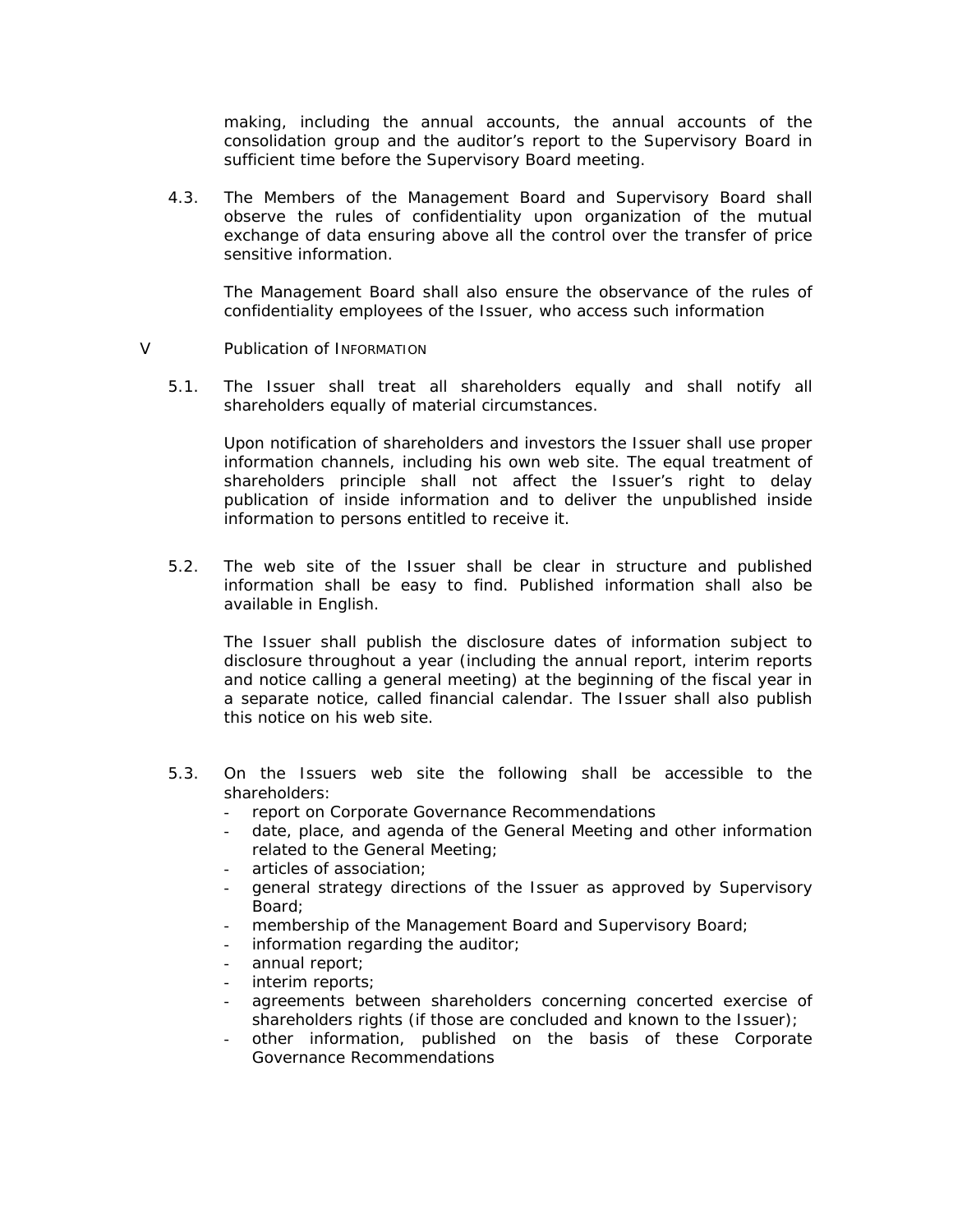making, including the annual accounts, the annual accounts of the consolidation group and the auditor's report to the Supervisory Board in sufficient time before the Supervisory Board meeting.

4.3. The Members of the Management Board and Supervisory Board shall observe the rules of confidentiality upon organization of the mutual exchange of data ensuring above all the control over the transfer of price sensitive information.

The Management Board shall also ensure the observance of the rules of confidentiality employees of the Issuer, who access such information

## V Publication of Information

5.1. The Issuer shall treat all shareholders equally and shall notify all shareholders equally of material circumstances.

Upon notification of shareholders and investors the Issuer shall use proper information channels, including his own web site. The equal treatment of shareholders principle shall not affect the Issuer's right to delay publication of inside information and to deliver the unpublished inside information to persons entitled to receive it.

5.2. The web site of the Issuer shall be clear in structure and published information shall be easy to find. Published information shall also be available in English.

The Issuer shall publish the disclosure dates of information subject to disclosure throughout a year (including the annual report, interim reports and notice calling a general meeting) at the beginning of the fiscal year in a separate notice, called financial calendar. The Issuer shall also publish this notice on his web site.

5.3. On the Issuers web site the following shall be accessible to the shareholders:

- report on Corporate Governance Recommendations
- date, place, and agenda of the General Meeting and other information related to the General Meeting;
- articles of association;
- general strategy directions of the Issuer as approved by Supervisory Board;
- membership of the Management Board and Supervisory Board;
- information regarding the auditor;
- annual report;
- interim reports;
- agreements between shareholders concerning concerted exercise of shareholders rights (if those are concluded and known to the Issuer);
- other information, published on the basis of these Corporate Governance Recommendations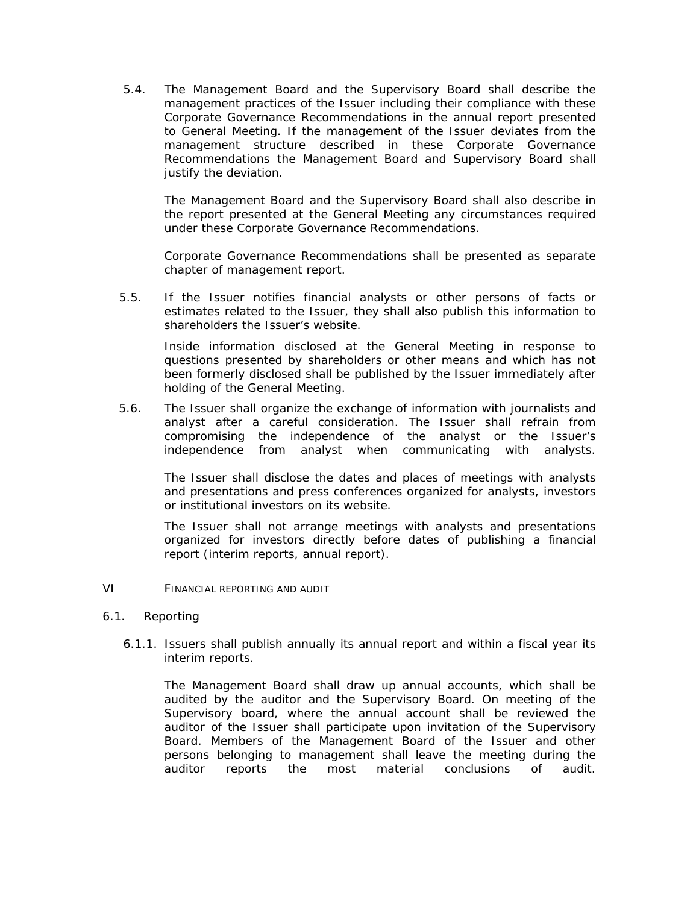5.4. The Management Board and the Supervisory Board shall describe the management practices of the Issuer including their compliance with these Corporate Governance Recommendations in the annual report presented to General Meeting. If the management of the Issuer deviates from the management structure described in these Corporate Governance Recommendations the Management Board and Supervisory Board shall justify the deviation.

The Management Board and the Supervisory Board shall also describe in the report presented at the General Meeting any circumstances required under these Corporate Governance Recommendations.

Corporate Governance Recommendations shall be presented as separate chapter of management report.

5.5. If the Issuer notifies financial analysts or other persons of facts or estimates related to the Issuer, they shall also publish this information to shareholders the Issuer's website.

Inside information disclosed at the General Meeting in response to questions presented by shareholders or other means and which has not been formerly disclosed shall be published by the Issuer immediately after holding of the General Meeting.

5.6. The Issuer shall organize the exchange of information with journalists and analyst after a careful consideration. The Issuer shall refrain from compromising the independence of the analyst or the Issuer's independence from analyst when communicating with analysts.

The Issuer shall disclose the dates and places of meetings with analysts and presentations and press conferences organized for analysts, investors or institutional investors on its website.

The Issuer shall not arrange meetings with analysts and presentations organized for investors directly before dates of publishing a financial report (interim reports, annual report).

## VI FINANCIAL REPORTING AND AUDIT

### 6.1. Reporting

6.1.1. Issuers shall publish annually its annual report and within a fiscal year its interim reports.

The Management Board shall draw up annual accounts, which shall be audited by the auditor and the Supervisory Board. On meeting of the Supervisory board, where the annual account shall be reviewed the auditor of the Issuer shall participate upon invitation of the Supervisory Board. Members of the Management Board of the Issuer and other persons belonging to management shall leave the meeting during the auditor reports the most material conclusions of audit.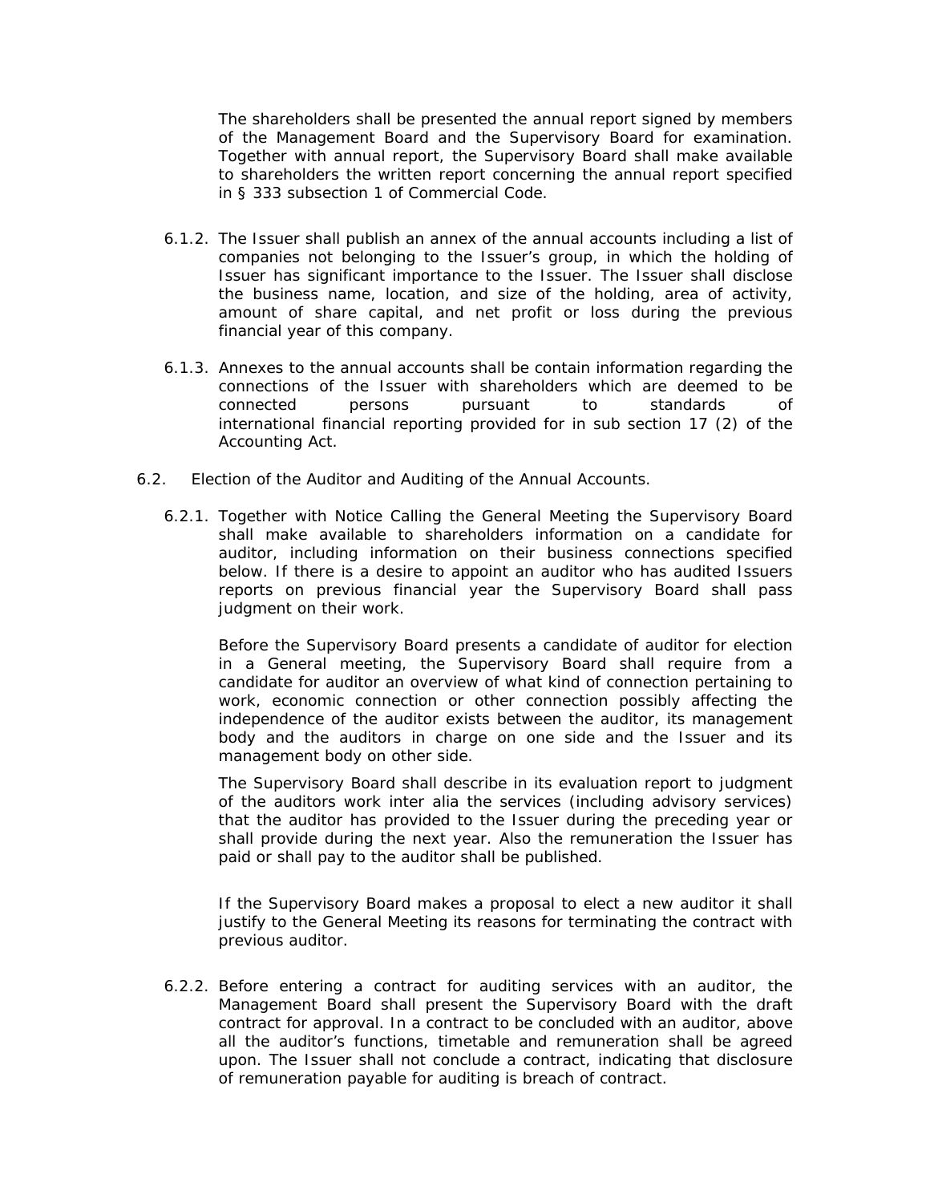The shareholders shall be presented the annual report signed by members of the Management Board and the Supervisory Board for examination. Together with annual report, the Supervisory Board shall make available to shareholders the written report concerning the annual report specified in § 333 subsection 1 of Commercial Code.

6.1.2. The Issuer shall publish an annex of the annual accounts including a list of companies not belonging to the Issuer's group, in which the holding of Issuer has significant importance to the Issuer. The Issuer shall disclose the business name, location, and size of the holding, area of activity, amount of share capital, and net profit or loss during the previous financial year of this company.

6.1.3. Annexes to the annual accounts shall be contain information regarding the connections of the Issuer with shareholders which are deemed to be connected persons pursuant to standards of international financial reporting provided for in sub section 17 (2) of the Accounting Act.

6.2. Election of the Auditor and Auditing of the Annual Accounts.

6.2.1. Together with Notice Calling the General Meeting the Supervisory Board shall make available to shareholders information on a candidate for auditor, including information on their business connections specified below. If there is a desire to appoint an auditor who has audited Issuers reports on previous financial year the Supervisory Board shall pass judgment on their work.

Before the Supervisory Board presents a candidate of auditor for election in a General meeting, the Supervisory Board shall require from a candidate for auditor an overview of what kind of connection pertaining to work, economic connection or other connection possibly affecting the independence of the auditor exists between the auditor, its management body and the auditors in charge on one side and the Issuer and its management body on other side.

The Supervisory Board shall describe in its evaluation report to judgment of the auditors work inter alia the services (including advisory services) that the auditor has provided to the Issuer during the preceding year or shall provide during the next year. Also the remuneration the Issuer has paid or shall pay to the auditor shall be published.

If the Supervisory Board makes a proposal to elect a new auditor it shall justify to the General Meeting its reasons for terminating the contract with previous auditor.

6.2.2. Before entering a contract for auditing services with an auditor, the Management Board shall present the Supervisory Board with the draft contract for approval. In a contract to be concluded with an auditor, above all the auditor's functions, timetable and remuneration shall be agreed upon. The Issuer shall not conclude a contract, indicating that disclosure of remuneration payable for auditing is breach of contract.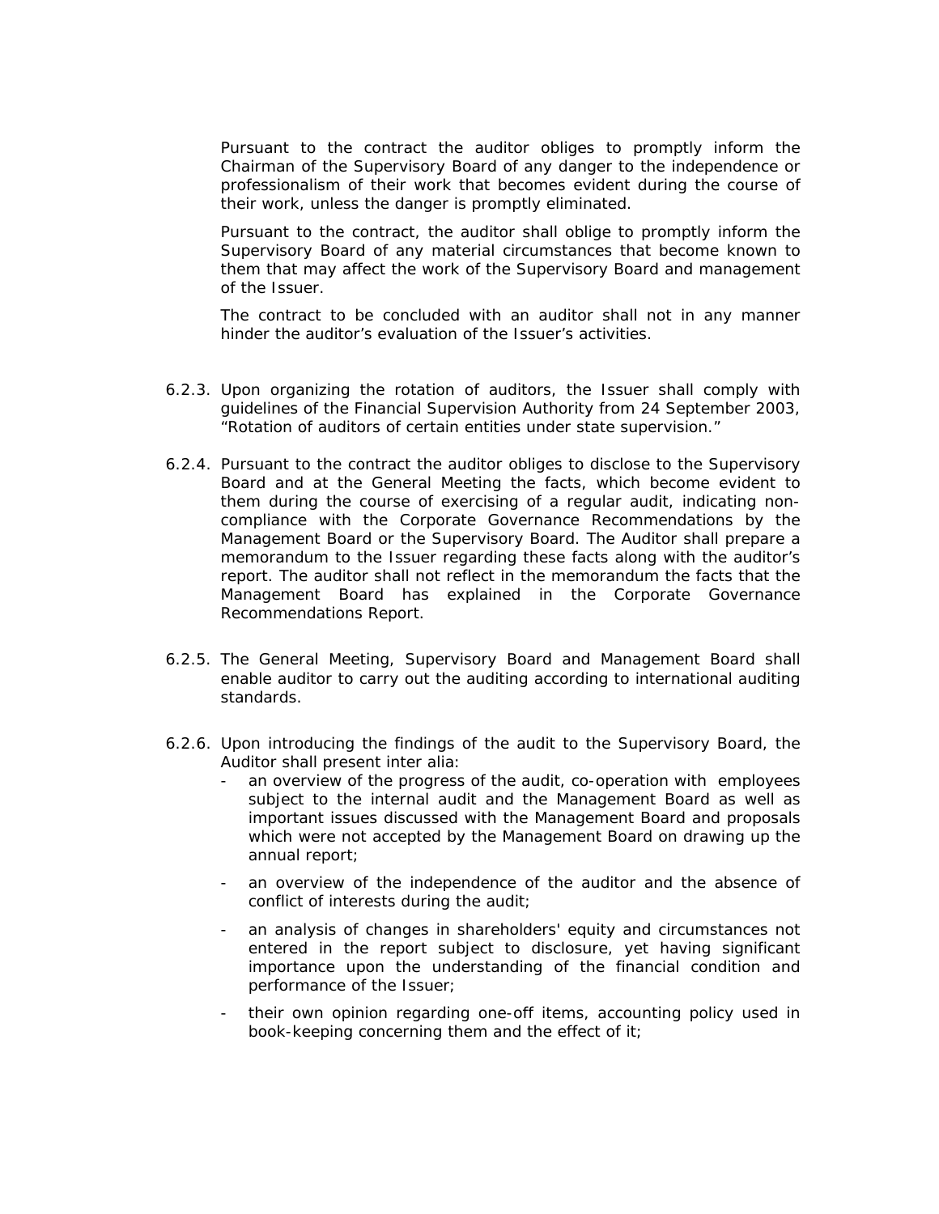Pursuant to the contract the auditor obliges to promptly inform the Chairman of the Supervisory Board of any danger to the independence or professionalism of their work that becomes evident during the course of their work, unless the danger is promptly eliminated.

Pursuant to the contract, the auditor shall oblige to promptly inform the Supervisory Board of any material circumstances that become known to them that may affect the work of the Supervisory Board and management of the Issuer.

The contract to be concluded with an auditor shall not in any manner hinder the auditor's evaluation of the Issuer's activities.

6.2.3. Upon organizing the rotation of auditors, the Issuer shall comply with guidelines of the Financial Supervision Authority from 24 September 2003, "Rotation of auditors of certain entities under state supervision."

6.2.4. Pursuant to the contract the auditor obliges to disclose to the Supervisory Board and at the General Meeting the facts, which become evident to them during the course of exercising of a regular audit, indicating non-compliance with the Corporate Governance Recommendations by the Management Board or the Supervisory Board. The Auditor shall prepare a memorandum to the Issuer regarding these facts along with the auditor's report. The auditor shall not reflect in the memorandum the facts that the Management Board has explained in the Corporate Governance Recommendations Report.

6.2.5. The General Meeting, Supervisory Board and Management Board shall enable auditor to carry out the auditing according to international auditing standards.

6.2.6. Upon introducing the findings of the audit to the Supervisory Board, the Auditor shall present inter alia:

- an overview of the progress of the audit, co-operation with employees subject to the internal audit and the Management Board as well as important issues discussed with the Management Board and proposals which were not accepted by the Management Board on drawing up the annual report;
- an overview of the independence of the auditor and the absence of conflict of interests during the audit;
- an analysis of changes in shareholders' equity and circumstances not entered in the report subject to disclosure, yet having significant importance upon the understanding of the financial condition and performance of the Issuer;
- their own opinion regarding one-off items, accounting policy used in book-keeping concerning them and the effect of it;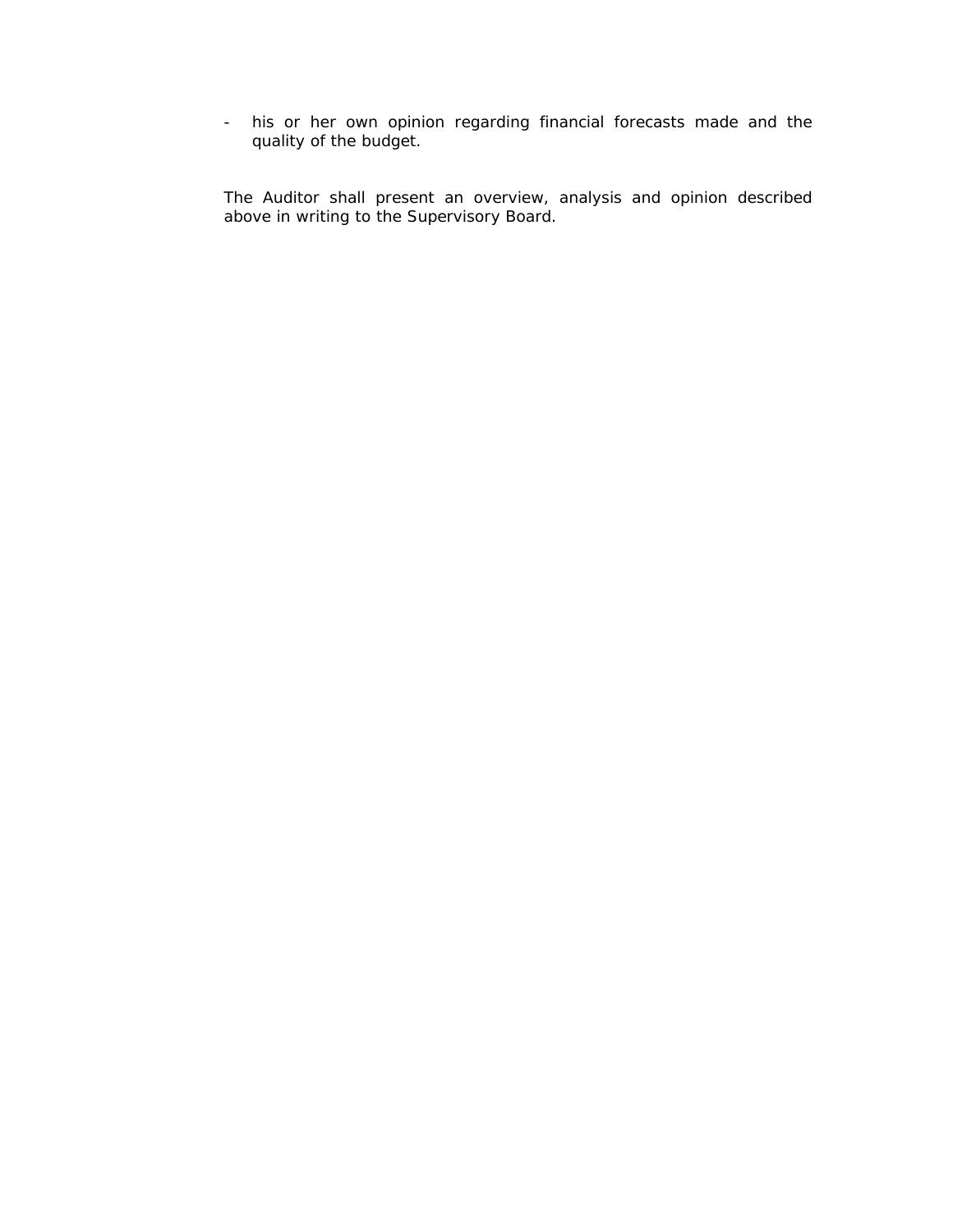- his or her own opinion regarding financial forecasts made and the quality of the budget.

The Auditor shall present an overview, analysis and opinion described above in writing to the Supervisory Board.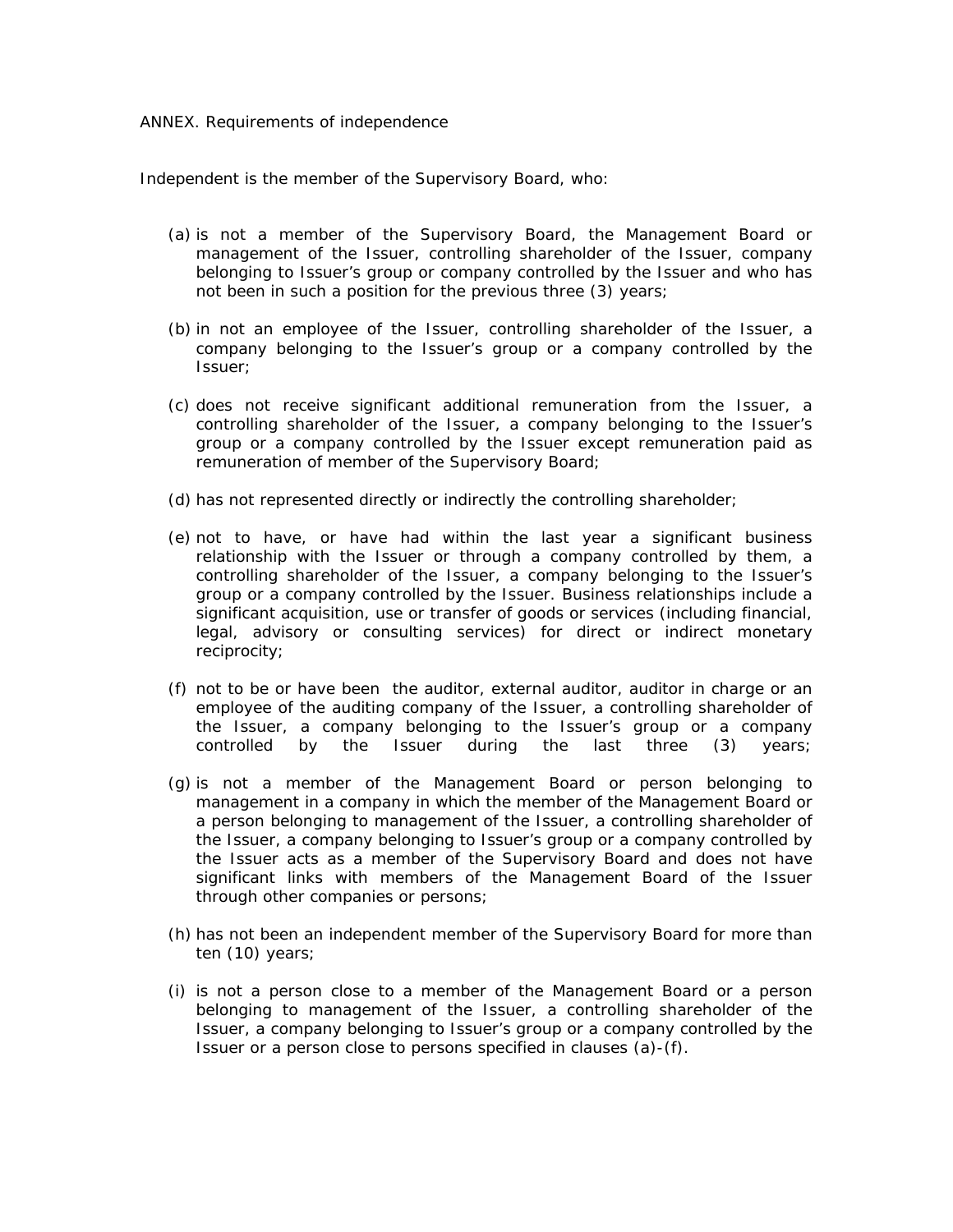ANNEX. Requirements of independence

Independent is the member of the Supervisory Board, who:

(a) is not a member of the Supervisory Board, the Management Board or management of the Issuer, controlling shareholder of the Issuer, company belonging to Issuer's group or company controlled by the Issuer and who has not been in such a position for the previous three (3) years;

(b) in not an employee of the Issuer, controlling shareholder of the Issuer, a company belonging to the Issuer's group or a company controlled by the Issuer;

(c) does not receive significant additional remuneration from the Issuer, a controlling shareholder of the Issuer, a company belonging to the Issuer's group or a company controlled by the Issuer except remuneration paid as remuneration of member of the Supervisory Board;

(d) has not represented directly or indirectly the controlling shareholder;

(e) not to have, or have had within the last year a significant business relationship with the Issuer or through a company controlled by them, a controlling shareholder of the Issuer, a company belonging to the Issuer's group or a company controlled by the Issuer. Business relationships include a significant acquisition, use or transfer of goods or services (including financial, legal, advisory or consulting services) for direct or indirect monetary reciprocity;

(f) not to be or have been the auditor, external auditor, auditor in charge or an employee of the auditing company of the Issuer, a controlling shareholder of the Issuer, a company belonging to the Issuer's group or a company controlled by the Issuer during the last three (3) years;

(g) is not a member of the Management Board or person belonging to management in a company in which the member of the Management Board or a person belonging to management of the Issuer, a controlling shareholder of the Issuer, a company belonging to Issuer's group or a company controlled by the Issuer acts as a member of the Supervisory Board and does not have significant links with members of the Management Board of the Issuer through other companies or persons;

(h) has not been an independent member of the Supervisory Board for more than ten (10) years;

(i) is not a person close to a member of the Management Board or a person belonging to management of the Issuer, a controlling shareholder of the Issuer, a company belonging to Issuer's group or a company controlled by the Issuer or a person close to persons specified in clauses (a)-(f).